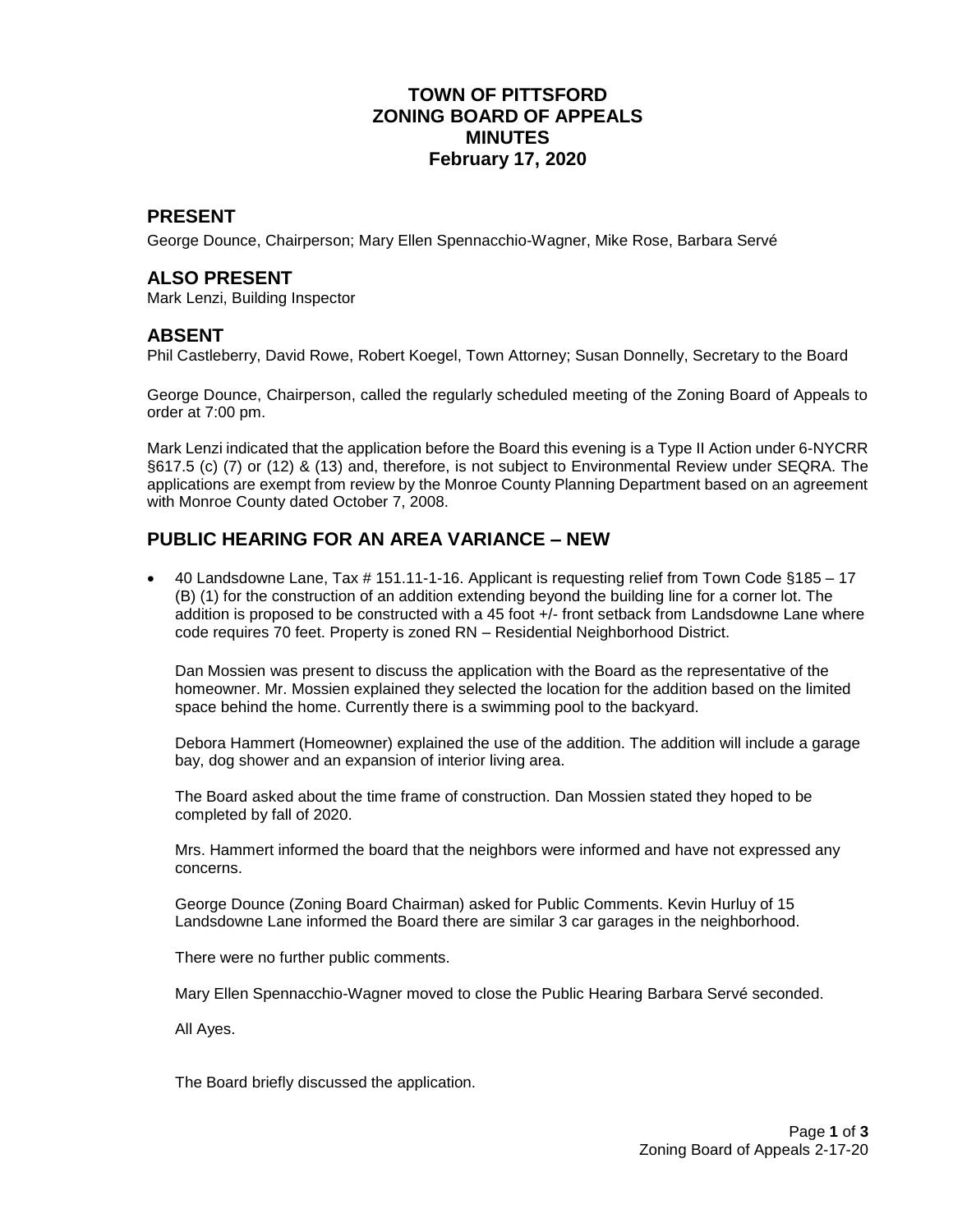# TOWN OF PITTSFORD
# ZONING BOARD OF APPEALS
# MINUTES
# February 17, 2020

## PRESENT

George Dounce, Chairperson; Mary Ellen Spennacchio-Wagner, Mike Rose, Barbara Servé

## ALSO PRESENT

Mark Lenzi, Building Inspector

## ABSENT

Phil Castleberry, David Rowe, Robert Koegel, Town Attorney; Susan Donnelly, Secretary to the Board

George Dounce, Chairperson, called the regularly scheduled meeting of the Zoning Board of Appeals to order at 7:00 pm.

Mark Lenzi indicated that the application before the Board this evening is a Type II Action under 6-NYCRR §617.5 (c) (7) or (12) & (13) and, therefore, is not subject to Environmental Review under SEQRA. The applications are exempt from review by the Monroe County Planning Department based on an agreement with Monroe County dated October 7, 2008.

## PUBLIC HEARING FOR AN AREA VARIANCE – NEW

- 40 Landsdowne Lane, Tax # 151.11-1-16. Applicant is requesting relief from Town Code §185 – 17 (B) (1) for the construction of an addition extending beyond the building line for a corner lot. The addition is proposed to be constructed with a 45 foot +/- front setback from Landsdowne Lane where code requires 70 feet. Property is zoned RN – Residential Neighborhood District.

  Dan Mossien was present to discuss the application with the Board as the representative of the homeowner. Mr. Mossien explained they selected the location for the addition based on the limited space behind the home. Currently there is a swimming pool to the backyard.

  Debora Hammert (Homeowner) explained the use of the addition. The addition will include a garage bay, dog shower and an expansion of interior living area.

  The Board asked about the time frame of construction. Dan Mossien stated they hoped to be completed by fall of 2020.

  Mrs. Hammert informed the board that the neighbors were informed and have not expressed any concerns.

  George Dounce (Zoning Board Chairman) asked for Public Comments. Kevin Hurluy of 15 Landsdowne Lane informed the Board there are similar 3 car garages in the neighborhood.

  There were no further public comments.

  Mary Ellen Spennacchio-Wagner moved to close the Public Hearing Barbara Servé seconded.

  All Ayes.

  The Board briefly discussed the application.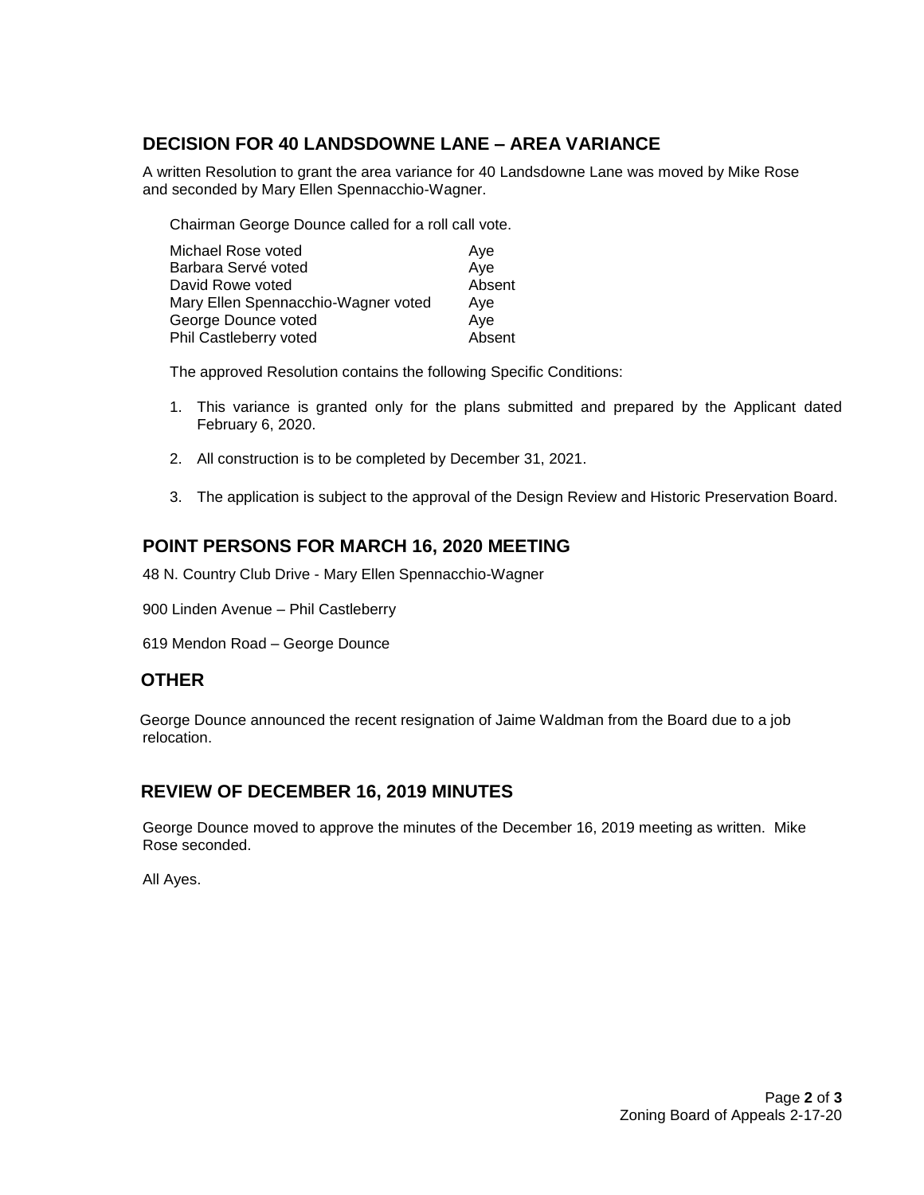## DECISION FOR 40 LANDSDOWNE LANE – AREA VARIANCE

A written Resolution to grant the area variance for 40 Landsdowne Lane was moved by Mike Rose and seconded by Mary Ellen Spennacchio-Wagner.

Chairman George Dounce called for a roll call vote.

| | |
|---|---|
| Michael Rose voted | Aye |
| Barbara Servé voted | Aye |
| David Rowe voted | Absent |
| Mary Ellen Spennacchio-Wagner voted | Aye |
| George Dounce voted | Aye |
| Phil Castleberry voted | Absent |

The approved Resolution contains the following Specific Conditions:

1. This variance is granted only for the plans submitted and prepared by the Applicant dated February 6, 2020.
2. All construction is to be completed by December 31, 2021.
3. The application is subject to the approval of the Design Review and Historic Preservation Board.

## POINT PERSONS FOR MARCH 16, 2020 MEETING

48 N. Country Club Drive - Mary Ellen Spennacchio-Wagner

900 Linden Avenue – Phil Castleberry

619 Mendon Road – George Dounce

## OTHER

George Dounce announced the recent resignation of Jaime Waldman from the Board due to a job relocation.

## REVIEW OF DECEMBER 16, 2019 MINUTES

George Dounce moved to approve the minutes of the December 16, 2019 meeting as written. Mike Rose seconded.

All Ayes.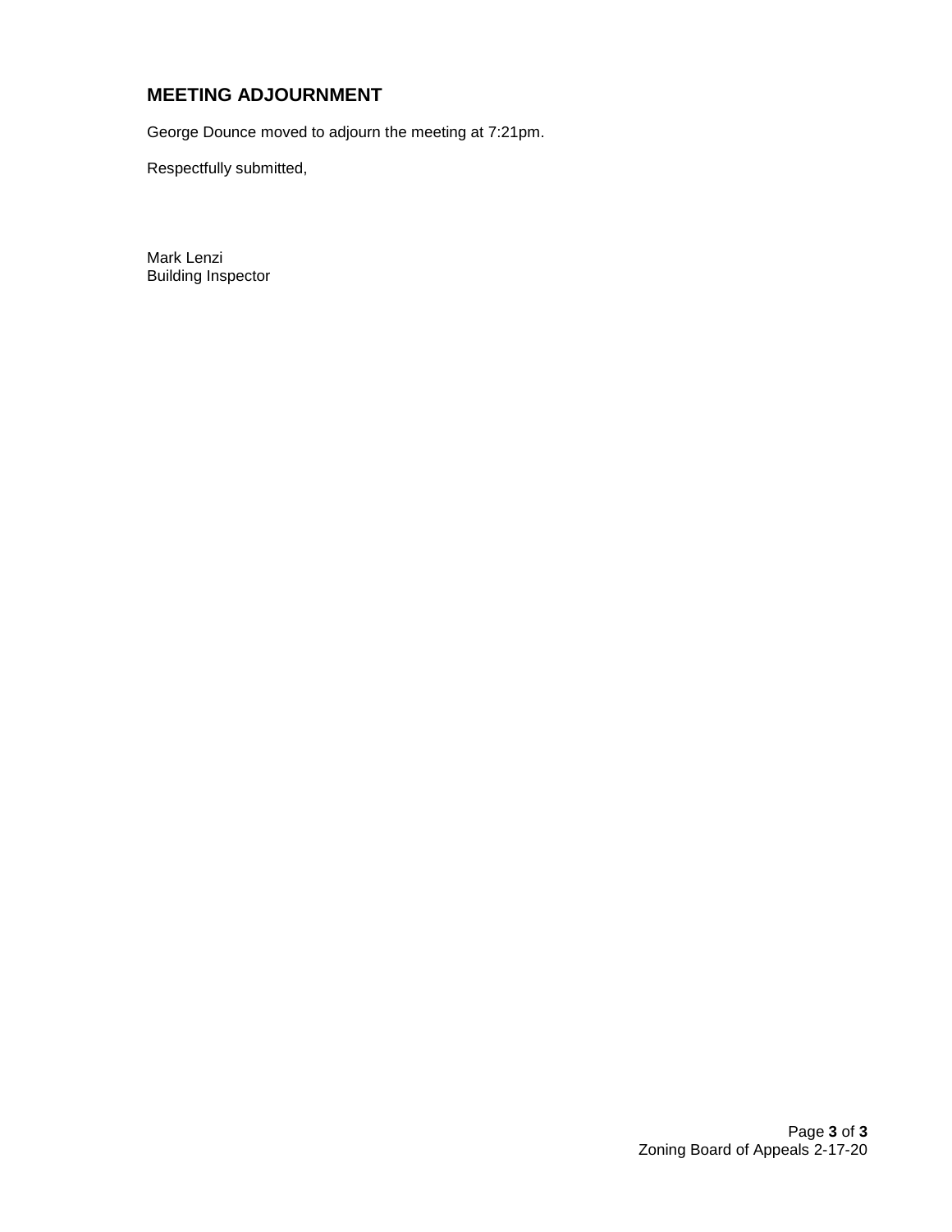## MEETING ADJOURNMENT

George Dounce moved to adjourn the meeting at 7:21pm.

Respectfully submitted,

Mark Lenzi
Building Inspector